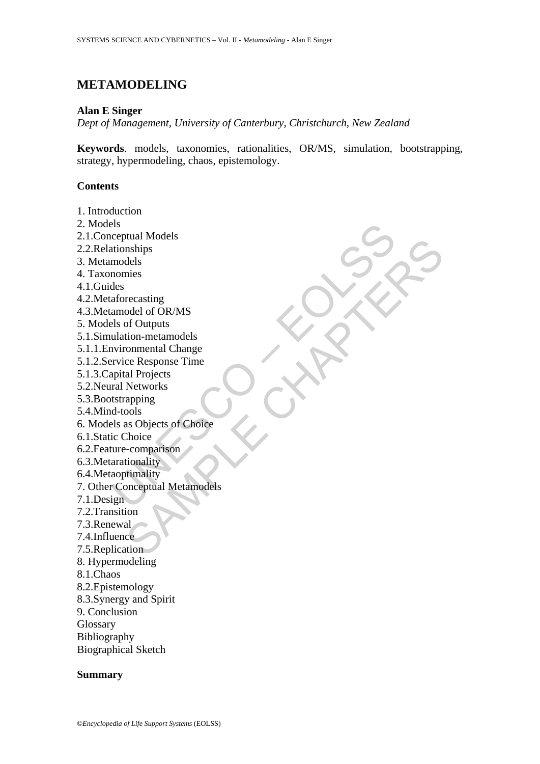# METAMODELING

**Alan E Singer**

*Dept of Management, University of Canterbury, Christchurch, New Zealand*

**Keywords**. models, taxonomies, rationalities, OR/MS, simulation, bootstrapping, strategy, hypermodeling, chaos, epistemology.

## Contents

1. Introduction
2. Models
2.1.Conceptual Models
2.2.Relationships
3. Metamodels
4. Taxonomies
4.1.Guides
4.2.Metaforecasting
4.3.Metamodel of OR/MS
5. Models of Outputs
5.1.Simulation-metamodels
5.1.1.Environmental Change
5.1.2.Service Response Time
5.1.3.Capital Projects
5.2.Neural Networks
5.3.Bootstrapping
5.4.Mind-tools
6. Models as Objects of Choice
6.1.Static Choice
6.2.Feature-comparison
6.3.Metarationality
6.4.Metaoptimality
7. Other Conceptual Metamodels
7.1.Design
7.2.Transition
7.3.Renewal
7.4.Influence
7.5.Replication
8. Hypermodeling
8.1.Chaos
8.2.Epistemology
8.3.Synergy and Spirit
9. Conclusion
Glossary
Bibliography
Biographical Sketch

## Summary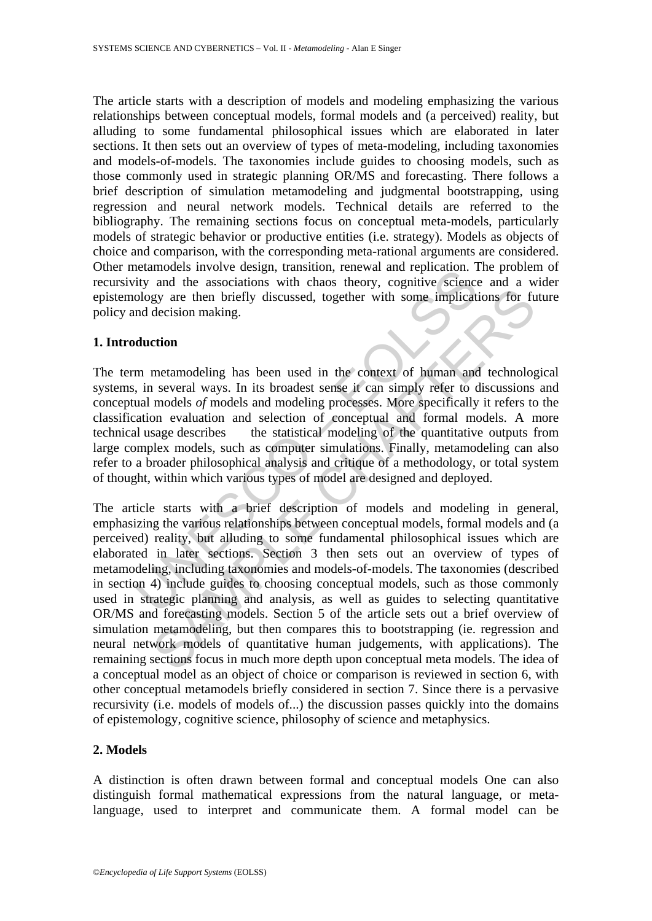The article starts with a description of models and modeling emphasizing the various relationships between conceptual models, formal models and (a perceived) reality, but alluding to some fundamental philosophical issues which are elaborated in later sections. It then sets out an overview of types of meta-modeling, including taxonomies and models-of-models. The taxonomies include guides to choosing models, such as those commonly used in strategic planning OR/MS and forecasting. There follows a brief description of simulation metamodeling and judgmental bootstrapping, using regression and neural network models. Technical details are referred to the bibliography. The remaining sections focus on conceptual meta-models, particularly models of strategic behavior or productive entities (i.e. strategy). Models as objects of choice and comparison, with the corresponding meta-rational arguments are considered. Other metamodels involve design, transition, renewal and replication. The problem of recursivity and the associations with chaos theory, cognitive science and a wider epistemology are then briefly discussed, together with some implications for future policy and decision making.

## 1. Introduction

The term metamodeling has been used in the context of human and technological systems, in several ways. In its broadest sense it can simply refer to discussions and conceptual models *of* models and modeling processes. More specifically it refers to the classification evaluation and selection of conceptual and formal models. A more technical usage describes the statistical modeling of the quantitative outputs from large complex models, such as computer simulations. Finally, metamodeling can also refer to a broader philosophical analysis and critique of a methodology, or total system of thought, within which various types of model are designed and deployed.

The article starts with a brief description of models and modeling in general, emphasizing the various relationships between conceptual models, formal models and (a perceived) reality, but alluding to some fundamental philosophical issues which are elaborated in later sections. Section 3 then sets out an overview of types of metamodeling, including taxonomies and models-of-models. The taxonomies (described in section 4) include guides to choosing conceptual models, such as those commonly used in strategic planning and analysis, as well as guides to selecting quantitative OR/MS and forecasting models. Section 5 of the article sets out a brief overview of simulation metamodeling, but then compares this to bootstrapping (ie. regression and neural network models of quantitative human judgements, with applications). The remaining sections focus in much more depth upon conceptual meta models. The idea of a conceptual model as an object of choice or comparison is reviewed in section 6, with other conceptual metamodels briefly considered in section 7. Since there is a pervasive recursivity (i.e. models of models of...) the discussion passes quickly into the domains of epistemology, cognitive science, philosophy of science and metaphysics.

## 2. Models

A distinction is often drawn between formal and conceptual models One can also distinguish formal mathematical expressions from the natural language, or meta-language, used to interpret and communicate them. A formal model can be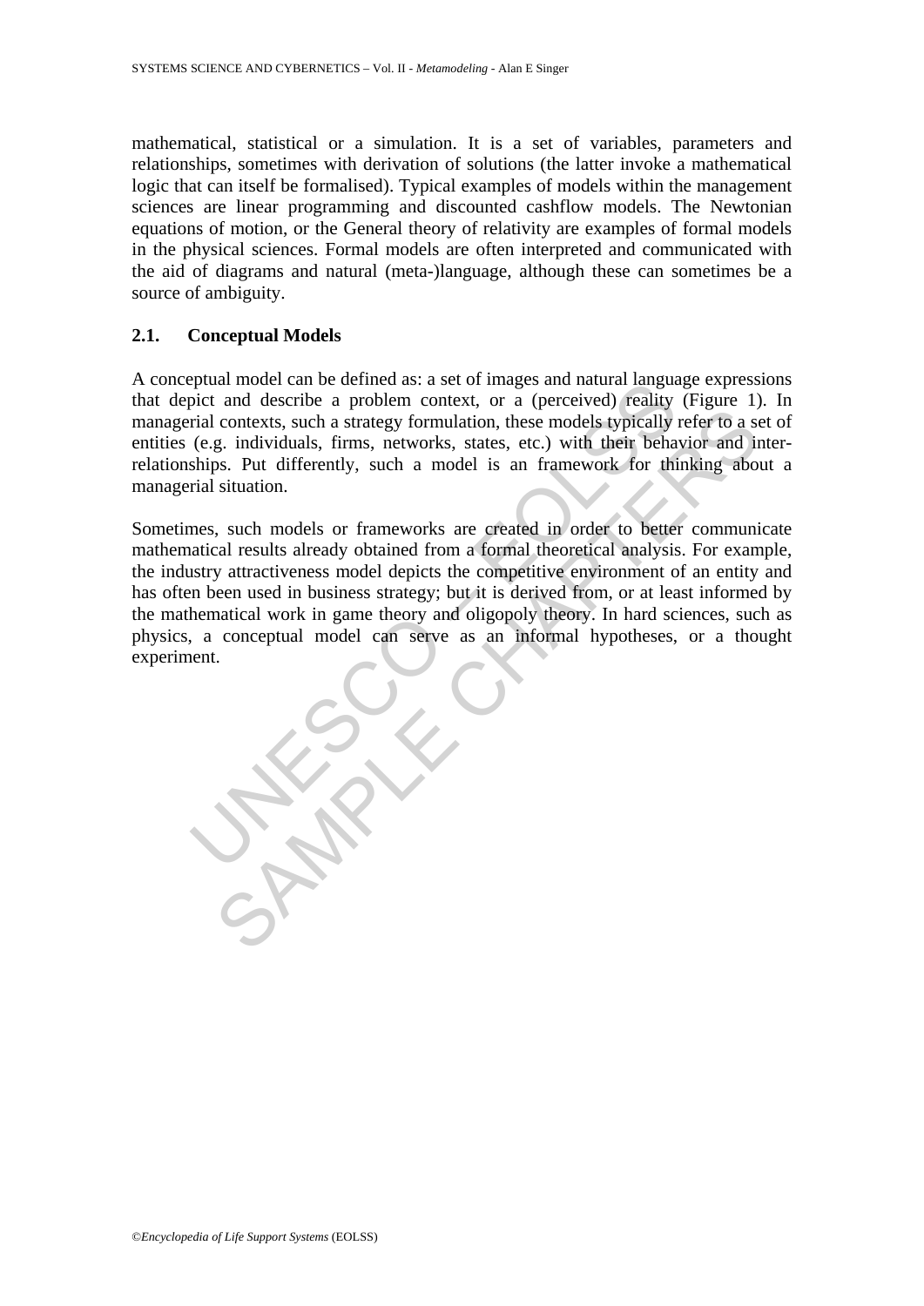mathematical, statistical or a simulation. It is a set of variables, parameters and relationships, sometimes with derivation of solutions (the latter invoke a mathematical logic that can itself be formalised). Typical examples of models within the management sciences are linear programming and discounted cashflow models. The Newtonian equations of motion, or the General theory of relativity are examples of formal models in the physical sciences. Formal models are often interpreted and communicated with the aid of diagrams and natural (meta-)language, although these can sometimes be a source of ambiguity.

## 2.1. Conceptual Models

A conceptual model can be defined as: a set of images and natural language expressions that depict and describe a problem context, or a (perceived) reality (Figure 1). In managerial contexts, such a strategy formulation, these models typically refer to a set of entities (e.g. individuals, firms, networks, states, etc.) with their behavior and inter-relationships. Put differently, such a model is an framework for thinking about a managerial situation.

Sometimes, such models or frameworks are created in order to better communicate mathematical results already obtained from a formal theoretical analysis. For example, the industry attractiveness model depicts the competitive environment of an entity and has often been used in business strategy; but it is derived from, or at least informed by the mathematical work in game theory and oligopoly theory. In hard sciences, such as physics, a conceptual model can serve as an informal hypotheses, or a thought experiment.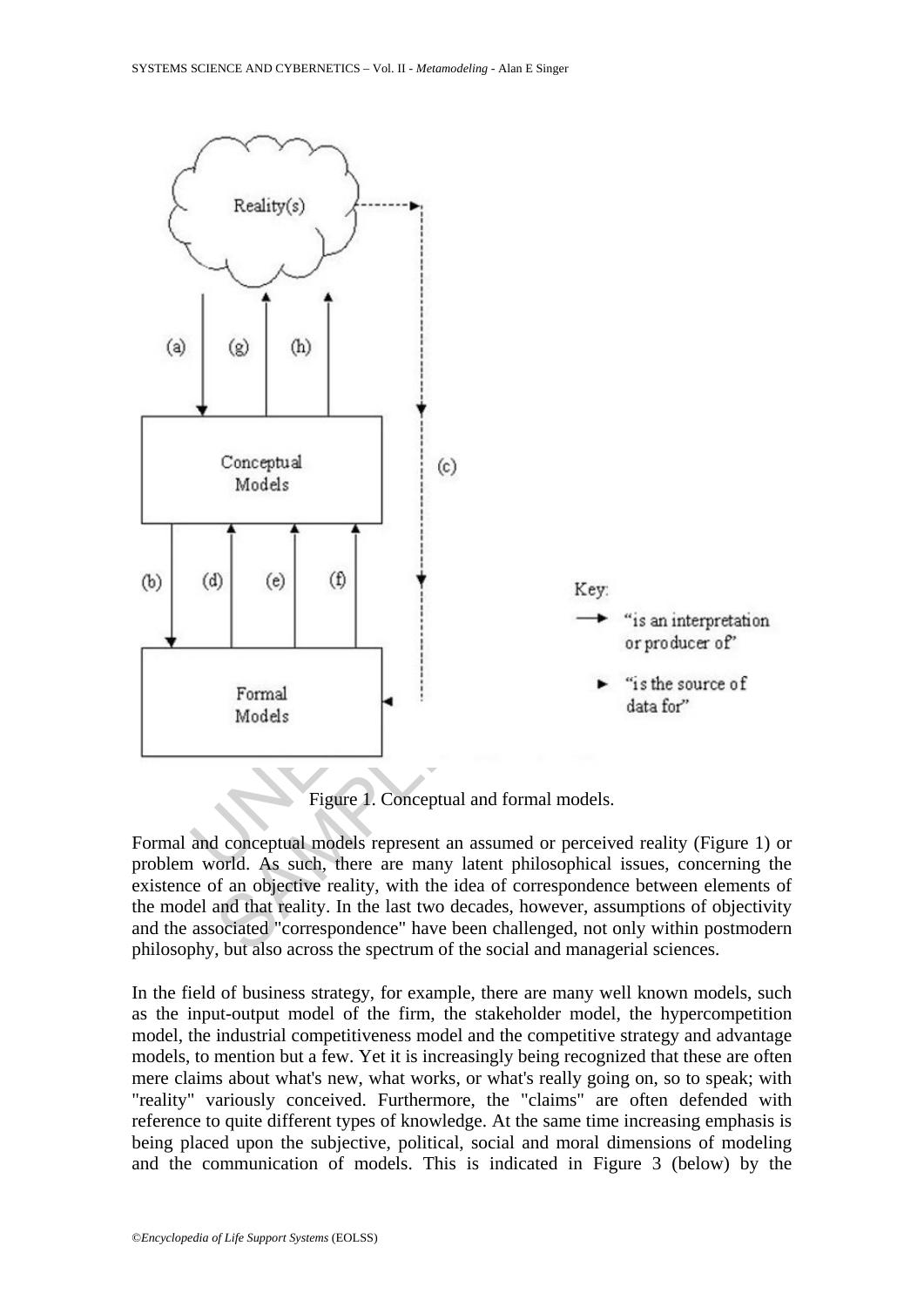Figure 1. Conceptual and formal models.

Formal and conceptual models represent an assumed or perceived reality (Figure 1) or problem world. As such, there are many latent philosophical issues, concerning the existence of an objective reality, with the idea of correspondence between elements of the model and that reality. In the last two decades, however, assumptions of objectivity and the associated "correspondence" have been challenged, not only within postmodern philosophy, but also across the spectrum of the social and managerial sciences.

In the field of business strategy, for example, there are many well known models, such as the input-output model of the firm, the stakeholder model, the hypercompetition model, the industrial competitiveness model and the competitive strategy and advantage models, to mention but a few. Yet it is increasingly being recognized that these are often mere claims about what's new, what works, or what's really going on, so to speak; with "reality" variously conceived. Furthermore, the "claims" are often defended with reference to quite different types of knowledge. At the same time increasing emphasis is being placed upon the subjective, political, social and moral dimensions of modeling and the communication of models. This is indicated in Figure 3 (below) by the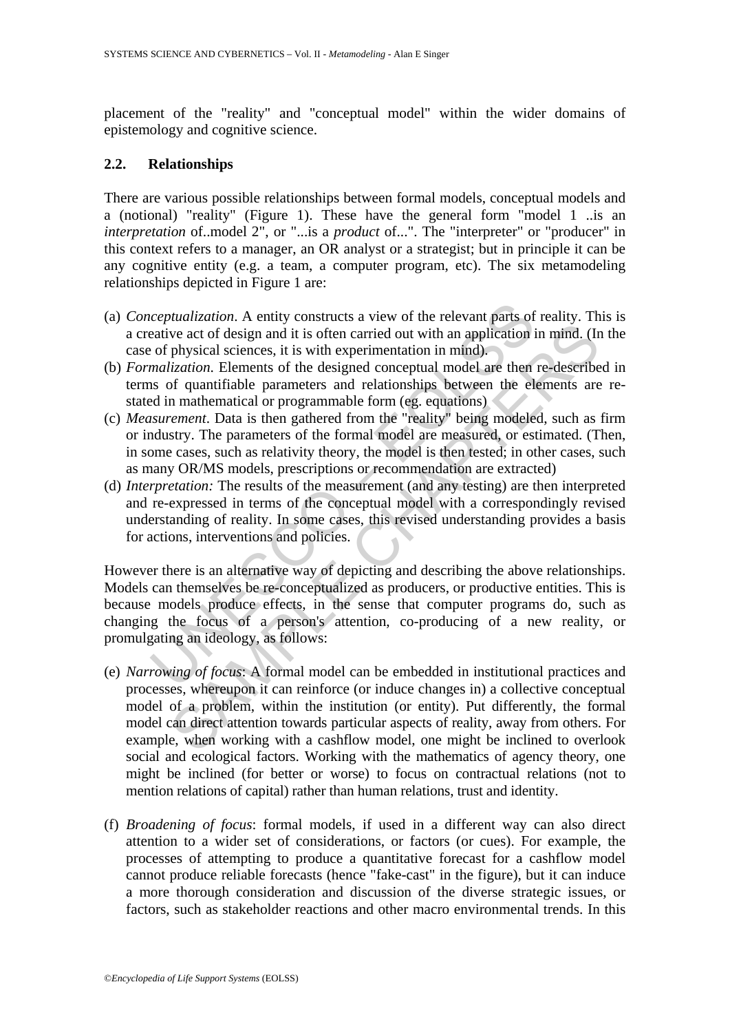placement of the "reality" and "conceptual model" within the wider domains of epistemology and cognitive science.

### 2.2. Relationships

There are various possible relationships between formal models, conceptual models and a (notional) "reality" (Figure 1). These have the general form "model 1 ..is an *interpretation* of..model 2", or "...is a *product* of...". The "interpreter" or "producer" in this context refers to a manager, an OR analyst or a strategist; but in principle it can be any cognitive entity (e.g. a team, a computer program, etc). The six metamodeling relationships depicted in Figure 1 are:

(a) *Conceptualization*. A entity constructs a view of the relevant parts of reality. This is a creative act of design and it is often carried out with an application in mind. (In the case of physical sciences, it is with experimentation in mind).
(b) *Formalization.* Elements of the designed conceptual model are then re-described in terms of quantifiable parameters and relationships between the elements are re-stated in mathematical or programmable form (eg. equations)
(c) *Measurement*. Data is then gathered from the "reality" being modeled, such as firm or industry. The parameters of the formal model are measured, or estimated. (Then, in some cases, such as relativity theory, the model is then tested; in other cases, such as many OR/MS models, prescriptions or recommendation are extracted)
(d) *Interpretation:* The results of the measurement (and any testing) are then interpreted and re-expressed in terms of the conceptual model with a correspondingly revised understanding of reality. In some cases, this revised understanding provides a basis for actions, interventions and policies.

However there is an alternative way of depicting and describing the above relationships. Models can themselves be re-conceptualized as producers, or productive entities. This is because models produce effects, in the sense that computer programs do, such as changing the focus of a person's attention, co-producing of a new reality, or promulgating an ideology, as follows:

(e) *Narrowing of focus*: A formal model can be embedded in institutional practices and processes, whereupon it can reinforce (or induce changes in) a collective conceptual model of a problem, within the institution (or entity). Put differently, the formal model can direct attention towards particular aspects of reality, away from others. For example, when working with a cashflow model, one might be inclined to overlook social and ecological factors. Working with the mathematics of agency theory, one might be inclined (for better or worse) to focus on contractual relations (not to mention relations of capital) rather than human relations, trust and identity.

(f) *Broadening of focus*: formal models, if used in a different way can also direct attention to a wider set of considerations, or factors (or cues). For example, the processes of attempting to produce a quantitative forecast for a cashflow model cannot produce reliable forecasts (hence "fake-cast" in the figure), but it can induce a more thorough consideration and discussion of the diverse strategic issues, or factors, such as stakeholder reactions and other macro environmental trends. In this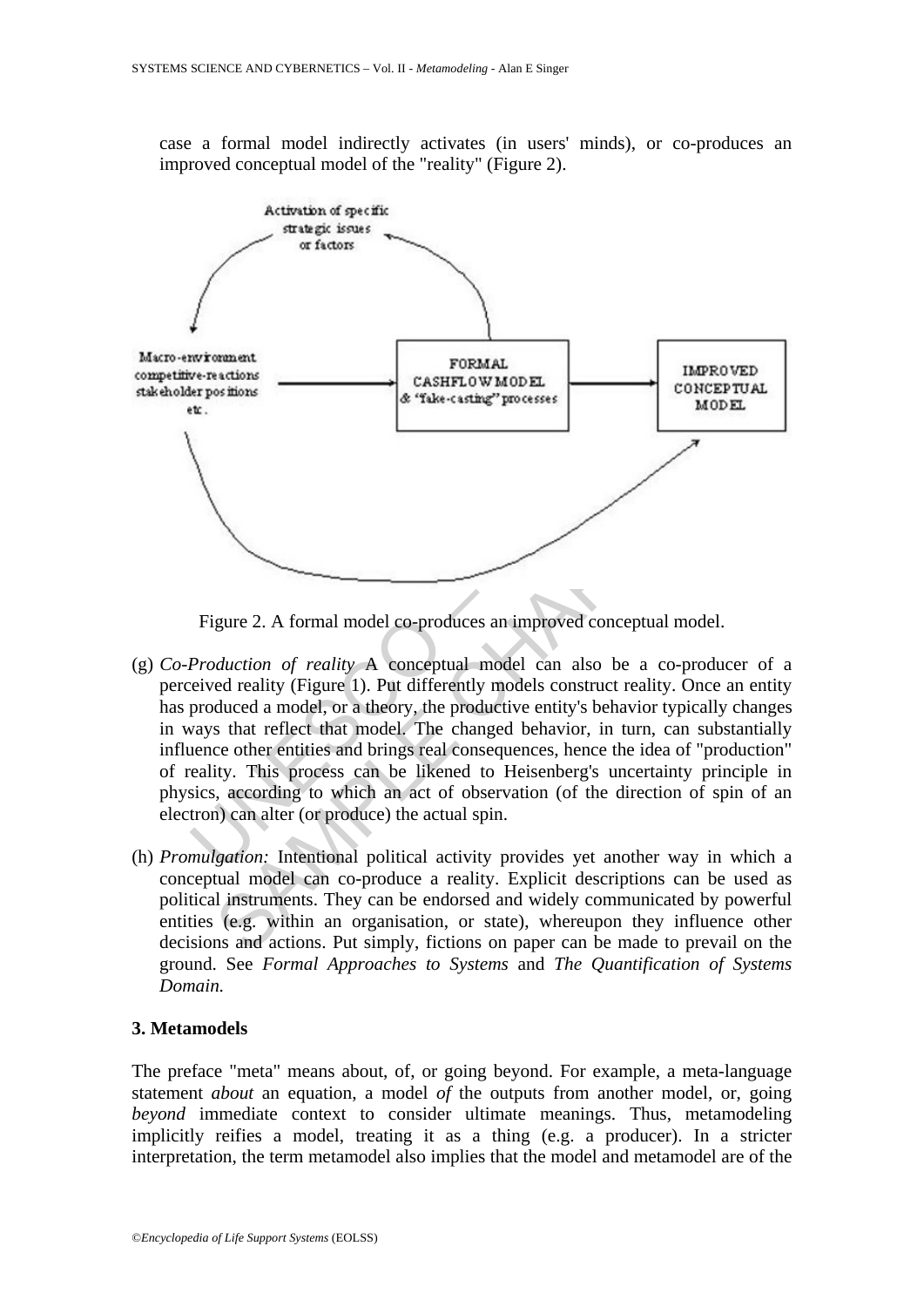case a formal model indirectly activates (in users' minds), or co-produces an improved conceptual model of the "reality" (Figure 2).

Figure 2. A formal model co-produces an improved conceptual model.

(g) *Co-Production of reality* A conceptual model can also be a co-producer of a perceived reality (Figure 1). Put differently models construct reality. Once an entity has produced a model, or a theory, the productive entity's behavior typically changes in ways that reflect that model. The changed behavior, in turn, can substantially influence other entities and brings real consequences, hence the idea of "production" of reality. This process can be likened to Heisenberg's uncertainty principle in physics, according to which an act of observation (of the direction of spin of an electron) can alter (or produce) the actual spin.

(h) *Promulgation:* Intentional political activity provides yet another way in which a conceptual model can co-produce a reality. Explicit descriptions can be used as political instruments. They can be endorsed and widely communicated by powerful entities (e.g. within an organisation, or state), whereupon they influence other decisions and actions. Put simply, fictions on paper can be made to prevail on the ground. See *Formal Approaches to Systems* and *The Quantification of Systems Domain.*

### 3. Metamodels

The preface "meta" means about, of, or going beyond. For example, a meta-language statement *about* an equation, a model *of* the outputs from another model, or, going *beyond* immediate context to consider ultimate meanings. Thus, metamodeling implicitly reifies a model, treating it as a thing (e.g. a producer). In a stricter interpretation, the term metamodel also implies that the model and metamodel are of the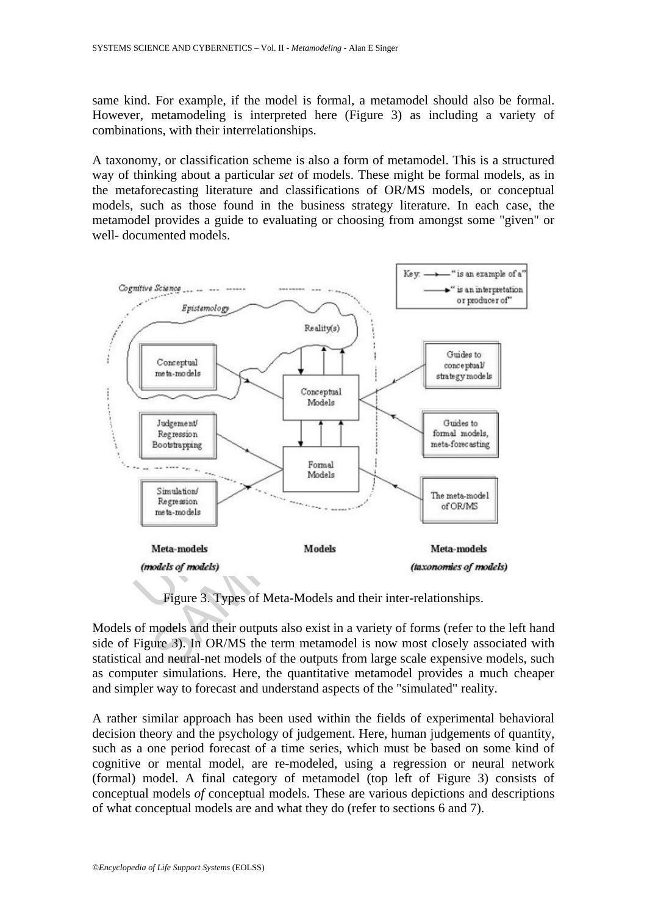same kind. For example, if the model is formal, a metamodel should also be formal. However, metamodeling is interpreted here (Figure 3) as including a variety of combinations, with their interrelationships.

A taxonomy, or classification scheme is also a form of metamodel. This is a structured way of thinking about a particular *set* of models. These might be formal models, as in the metaforecasting literature and classifications of OR/MS models, or conceptual models, such as those found in the business strategy literature. In each case, the metamodel provides a guide to evaluating or choosing from amongst some "given" or well- documented models.

Figure 3. Types of Meta-Models and their inter-relationships.

Models of models and their outputs also exist in a variety of forms (refer to the left hand side of Figure 3). In OR/MS the term metamodel is now most closely associated with statistical and neural-net models of the outputs from large scale expensive models, such as computer simulations. Here, the quantitative metamodel provides a much cheaper and simpler way to forecast and understand aspects of the "simulated" reality.

A rather similar approach has been used within the fields of experimental behavioral decision theory and the psychology of judgement. Here, human judgements of quantity, such as a one period forecast of a time series, which must be based on some kind of cognitive or mental model, are re-modeled, using a regression or neural network (formal) model. A final category of metamodel (top left of Figure 3) consists of conceptual models *of* conceptual models. These are various depictions and descriptions of what conceptual models are and what they do (refer to sections 6 and 7).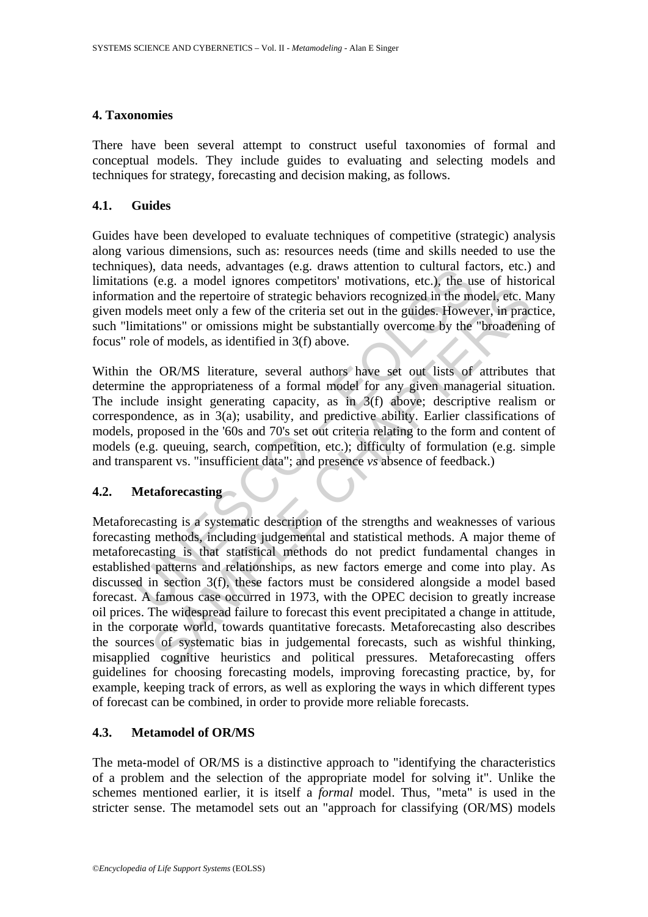## 4. Taxonomies

There have been several attempt to construct useful taxonomies of formal and conceptual models. They include guides to evaluating and selecting models and techniques for strategy, forecasting and decision making, as follows.

### 4.1. Guides

Guides have been developed to evaluate techniques of competitive (strategic) analysis along various dimensions, such as: resources needs (time and skills needed to use the techniques), data needs, advantages (e.g. draws attention to cultural factors, etc.) and limitations (e.g. a model ignores competitors' motivations, etc.), the use of historical information and the repertoire of strategic behaviors recognized in the model, etc. Many given models meet only a few of the criteria set out in the guides. However, in practice, such "limitations" or omissions might be substantially overcome by the "broadening of focus" role of models, as identified in 3(f) above.

Within the OR/MS literature, several authors have set out lists of attributes that determine the appropriateness of a formal model for any given managerial situation. The include insight generating capacity, as in 3(f) above; descriptive realism or correspondence, as in 3(a); usability, and predictive ability. Earlier classifications of models, proposed in the '60s and 70's set out criteria relating to the form and content of models (e.g. queuing, search, competition, etc.); difficulty of formulation (e.g. simple and transparent vs. "insufficient data"; and presence *vs* absence of feedback.)

### 4.2. Metaforecasting

Metaforecasting is a systematic description of the strengths and weaknesses of various forecasting methods, including judgemental and statistical methods. A major theme of metaforecasting is that statistical methods do not predict fundamental changes in established patterns and relationships, as new factors emerge and come into play. As discussed in section 3(f), these factors must be considered alongside a model based forecast. A famous case occurred in 1973, with the OPEC decision to greatly increase oil prices. The widespread failure to forecast this event precipitated a change in attitude, in the corporate world, towards quantitative forecasts. Metaforecasting also describes the sources of systematic bias in judgemental forecasts, such as wishful thinking, misapplied cognitive heuristics and political pressures. Metaforecasting offers guidelines for choosing forecasting models, improving forecasting practice, by, for example, keeping track of errors, as well as exploring the ways in which different types of forecast can be combined, in order to provide more reliable forecasts.

### 4.3. Metamodel of OR/MS

The meta-model of OR/MS is a distinctive approach to "identifying the characteristics of a problem and the selection of the appropriate model for solving it". Unlike the schemes mentioned earlier, it is itself a *formal* model. Thus, "meta" is used in the stricter sense. The metamodel sets out an "approach for classifying (OR/MS) models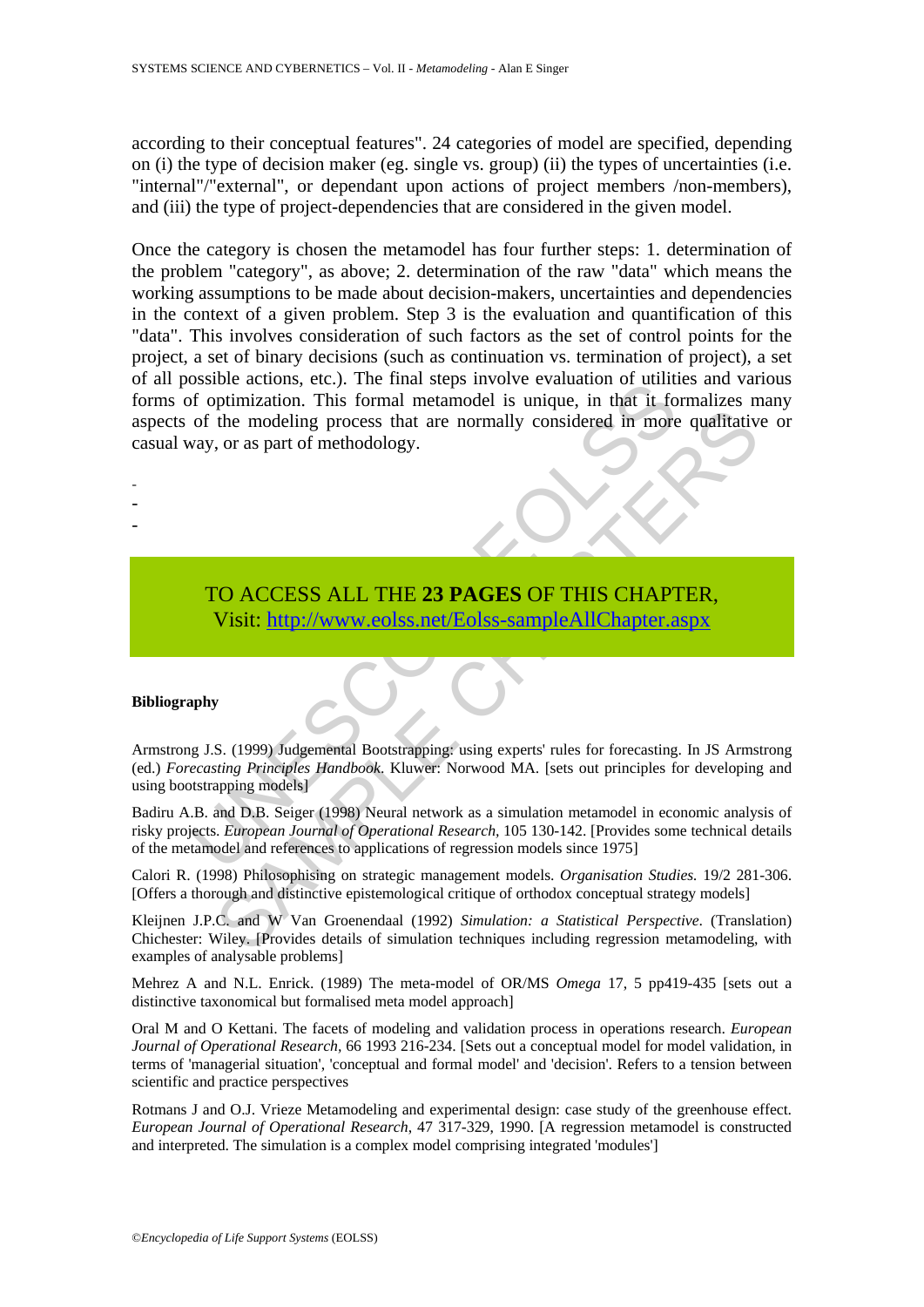according to their conceptual features". 24 categories of model are specified, depending on (i) the type of decision maker (eg. single vs. group) (ii) the types of uncertainties (i.e. "internal"/"external", or dependant upon actions of project members /non-members), and (iii) the type of project-dependencies that are considered in the given model.

Once the category is chosen the metamodel has four further steps: 1. determination of the problem "category", as above; 2. determination of the raw "data" which means the working assumptions to be made about decision-makers, uncertainties and dependencies in the context of a given problem. Step 3 is the evaluation and quantification of this "data". This involves consideration of such factors as the set of control points for the project, a set of binary decisions (such as continuation vs. termination of project), a set of all possible actions, etc.). The final steps involve evaluation of utilities and various forms of optimization. This formal metamodel is unique, in that it formalizes many aspects of the modeling process that are normally considered in more qualitative or casual way, or as part of methodology.

-
-
-

TO ACCESS ALL THE **23 PAGES** OF THIS CHAPTER,
Visit: http://www.eolss.net/Eolss-sampleAllChapter.aspx

**Bibliography**

Armstrong J.S. (1999) Judgemental Bootstrapping: using experts' rules for forecasting. In JS Armstrong (ed.) *Forecasting Principles Handbook*. Kluwer: Norwood MA. [sets out principles for developing and using bootstrapping models]

Badiru A.B. and D.B. Seiger (1998) Neural network as a simulation metamodel in economic analysis of risky projects. *European Journal of Operational Research*, 105 130-142. [Provides some technical details of the metamodel and references to applications of regression models since 1975]

Calori R. (1998) Philosophising on strategic management models. *Organisation Studies.* 19/2 281-306. [Offers a thorough and distinctive epistemological critique of orthodox conceptual strategy models]

Kleijnen J.P.C. and W Van Groenendaal (1992) *Simulation: a Statistical Perspective.* (Translation) Chichester: Wiley. [Provides details of simulation techniques including regression metamodeling, with examples of analysable problems]

Mehrez A and N.L. Enrick. (1989) The meta-model of OR/MS *Omega* 17, 5 pp419-435 [sets out a distinctive taxonomical but formalised meta model approach]

Oral M and O Kettani. The facets of modeling and validation process in operations research. *European Journal of Operational Research*, 66 1993 216-234. [Sets out a conceptual model for model validation, in terms of 'managerial situation', 'conceptual and formal model' and 'decision'. Refers to a tension between scientific and practice perspectives

Rotmans J and O.J. Vrieze Metamodeling and experimental design: case study of the greenhouse effect. *European Journal of Operational Research*, 47 317-329, 1990. [A regression metamodel is constructed and interpreted. The simulation is a complex model comprising integrated 'modules']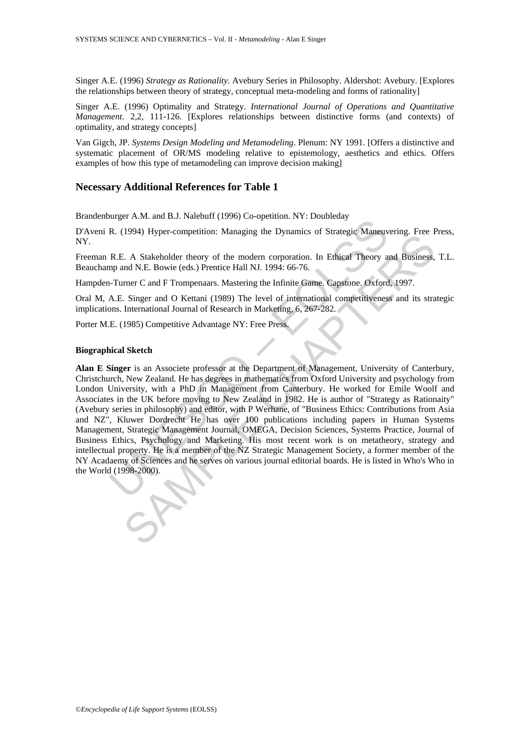Singer A.E. (1996) *Strategy as Rationality*. Avebury Series in Philosophy. Aldershot: Avebury. [Explores the relationships between theory of strategy, conceptual meta-modeling and forms of rationality]

Singer A.E. (1996) Optimality and Strategy. *International Journal of Operations and Quantitative Management*. 2,2, 111-126. [Explores relationships between distinctive forms (and contexts) of optimality, and strategy concepts]

Van Gigch, JP. *Systems Design Modeling and Metamodeling*. Plenum: NY 1991. [Offers a distinctive and systematic placement of OR/MS modeling relative to epistemology, aesthetics and ethics. Offers examples of how this type of metamodeling can improve decision making]

## Necessary Additional References for Table 1

Brandenburger A.M. and B.J. Nalebuff (1996) Co-opetition. NY: Doubleday

D'Aveni R. (1994) Hyper-competition: Managing the Dynamics of Strategic Maneuvering. Free Press, NY.

Freeman R.E. A Stakeholder theory of the modern corporation. In Ethical Theory and Business, T.L. Beauchamp and N.E. Bowie (eds.) Prentice Hall NJ. 1994: 66-76.

Hampden-Turner C and F Trompenaars. Mastering the Infinite Game. Capstone. Oxford, 1997.

Oral M, A.E. Singer and O Kettani (1989) The level of international competitiveness and its strategic implications. International Journal of Research in Marketing, 6, 267-282.

Porter M.E. (1985) Competitive Advantage NY: Free Press.

### Biographical Sketch

**Alan E Singer** is an Associete professor at the Department of Management, University of Canterbury, Christchurch, New Zealand. He has degrees in mathematics from Oxford University and psychology from London University, with a PhD in Management from Canterbury. He worked for Emile Woolf and Associates in the UK before moving to New Zealand in 1982. He is author of "Strategy as Rationaity" (Avebury series in philosophy) and editor, with P Werhane, of "Business Ethics: Contributions from Asia and NZ", Kluwer Dordrecht He has over 100 publications including papers in Human Systems Management, Strategic Management Journal, OMEGA, Decision Sciences, Systems Practice, Journal of Business Ethics, Psychology and Marketing. His most recent work is on metatheory, strategy and intellectual property. He is a member of the NZ Strategic Management Society, a former member of the NY Acadaemy of Sciences and he serves on various journal editorial boards. He is listed in Who's Who in the World (1998-2000).